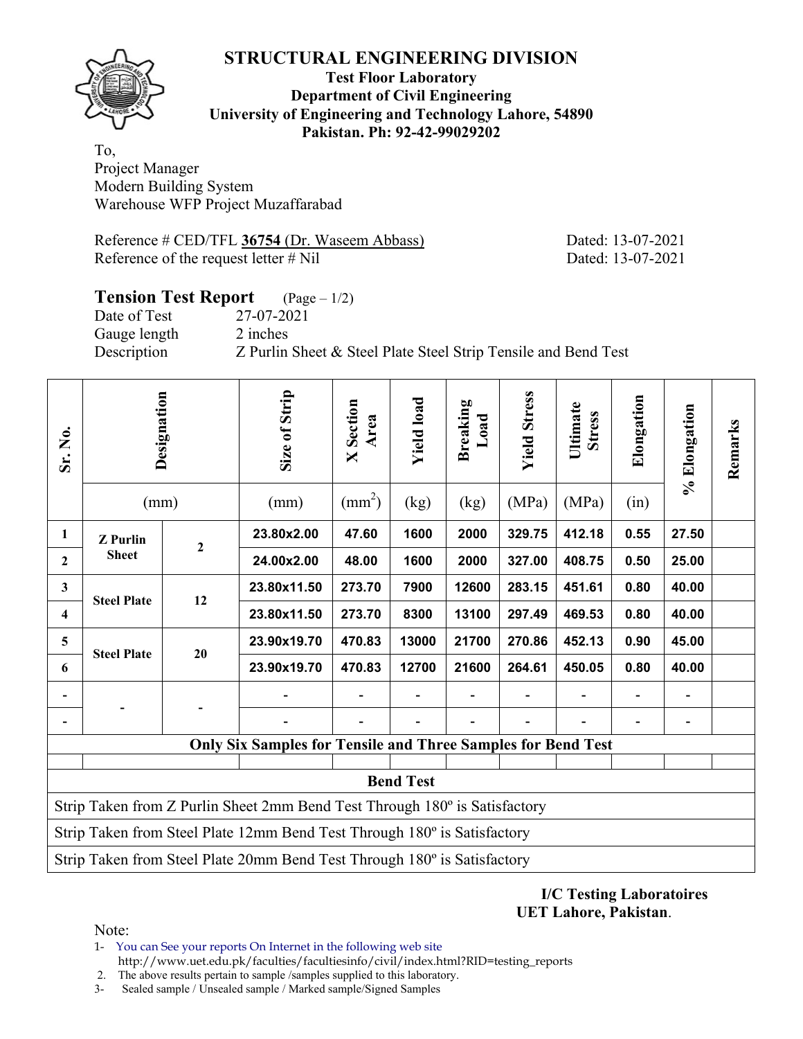# STRUCTURAL ENGINEERING DIVISION

**Test Floor Laboratory**
**Department of Civil Engineering**
**University of Engineering and Technology Lahore, 54890**
**Pakistan. Ph: 92-42-99029202**

To,
Project Manager
Modern Building System
Warehouse WFP Project Muzaffarabad

Reference # CED/TFL **36754** (Dr. Waseem Abbass) Dated: 13-07-2021
Reference of the request letter # Nil Dated: 13-07-2021

## Tension Test Report (Page – 1/2)

Date of Test 27-07-2021
Gauge length 2 inches
Description Z Purlin Sheet & Steel Plate Steel Strip Tensile and Bend Test

| Sr. No. | Designation | | Size of Strip | X Section Area | Yield load | Breaking Load | Yield Stress | Ultimate Stress | Elongation | % Elongation | Remarks |
|---|---|---|---|---|---|---|---|---|---|---|---|
| | (mm) | | (mm) | ($mm^2$) | (kg) | (kg) | (MPa) | (MPa) | (in) | | |
| **1** | **Z Purlin Sheet** | **2** | **23.80x2.00** | **47.60** | **1600** | **2000** | **329.75** | **412.18** | **0.55** | **27.50** | |
| **2** | | | **24.00x2.00** | **48.00** | **1600** | **2000** | **327.00** | **408.75** | **0.50** | **25.00** | |
| **3** | **Steel Plate** | **12** | **23.80x11.50** | **273.70** | **7900** | **12600** | **283.15** | **451.61** | **0.80** | **40.00** | |
| **4** | | | **23.80x11.50** | **273.70** | **8300** | **13100** | **297.49** | **469.53** | **0.80** | **40.00** | |
| **5** | **Steel Plate** | **20** | **23.90x19.70** | **470.83** | **13000** | **21700** | **270.86** | **452.13** | **0.90** | **45.00** | |
| **6** | | | **23.90x19.70** | **470.83** | **12700** | **21600** | **264.61** | **450.05** | **0.80** | **40.00** | |
| - | - | - | - | - | - | - | - | - | - | - | |
| - | | | - | - | - | - | - | - | - | - | |
| **Only Six Samples for Tensile and Three Samples for Bend Test** | | | | | | | | | | | |
| | | | | | | | | | | | |
| **Bend Test** | | | | | | | | | | | |
| Strip Taken from Z Purlin Sheet 2mm Bend Test Through 180º is Satisfactory | | | | | | | | | | | |
| Strip Taken from Steel Plate 12mm Bend Test Through 180º is Satisfactory | | | | | | | | | | | |
| Strip Taken from Steel Plate 20mm Bend Test Through 180º is Satisfactory | | | | | | | | | | | |

**I/C Testing Laboratoires**
**UET Lahore, Pakistan**.

Note:
1- You can See your reports On Internet in the following web site
http://www.uet.edu.pk/faculties/facultiesinfo/civil/index.html?RID=testing_reports
2. The above results pertain to sample /samples supplied to this laboratory.
3- Sealed sample / Unsealed sample / Marked sample/Signed Samples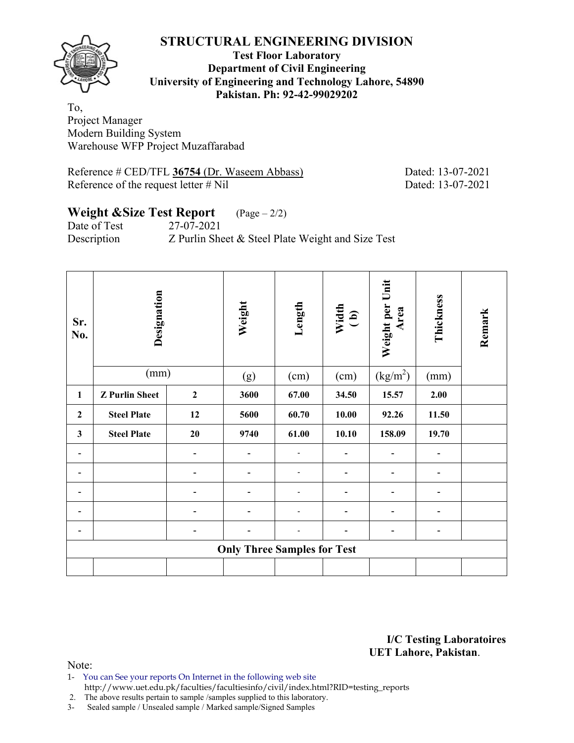# STRUCTURAL ENGINEERING DIVISION

**Test Floor Laboratory**
**Department of Civil Engineering**
**University of Engineering and Technology Lahore, 54890**
**Pakistan. Ph: 92-42-99029202**

To,
Project Manager
Modern Building System
Warehouse WFP Project Muzaffarabad

Reference # CED/TFL **36754** (Dr. Waseem Abbass) Dated: 13-07-2021
Reference of the request letter # Nil Dated: 13-07-2021

## Weight &Size Test Report (Page – 2/2)

Date of Test 27-07-2021
Description Z Purlin Sheet & Steel Plate Weight and Size Test

| Sr. No. | Designation | | Weight | Length | Width ( b) | Weight per Unit Area | Thickness | Remark |
|---|---|---|---|---|---|---|---|---|
| | (mm) | | (g) | (cm) | (cm) | ($kg/m^2$) | (mm) | |
| **1** | **Z Purlin Sheet** | **2** | **3600** | **67.00** | **34.50** | **15.57** | **2.00** | |
| **2** | **Steel Plate** | **12** | **5600** | **60.70** | **10.00** | **92.26** | **11.50** | |
| **3** | **Steel Plate** | **20** | **9740** | **61.00** | **10.10** | **158.09** | **19.70** | |
| - | | - | - | - | - | - | - | |
| - | | - | - | - | - | - | - | |
| - | | - | - | - | - | - | - | |
| - | | - | - | - | - | - | - | |
| - | | - | - | - | - | - | - | |
| **Only Three Samples for Test** | | | | | | | | |
| | | | | | | | | |

**I/C Testing Laboratoires**
**UET Lahore, Pakistan**.

Note:
1- You can See your reports On Internet in the following web site
http://www.uet.edu.pk/faculties/facultiesinfo/civil/index.html?RID=testing_reports
2. The above results pertain to sample /samples supplied to this laboratory.
3- Sealed sample / Unsealed sample / Marked sample/Signed Samples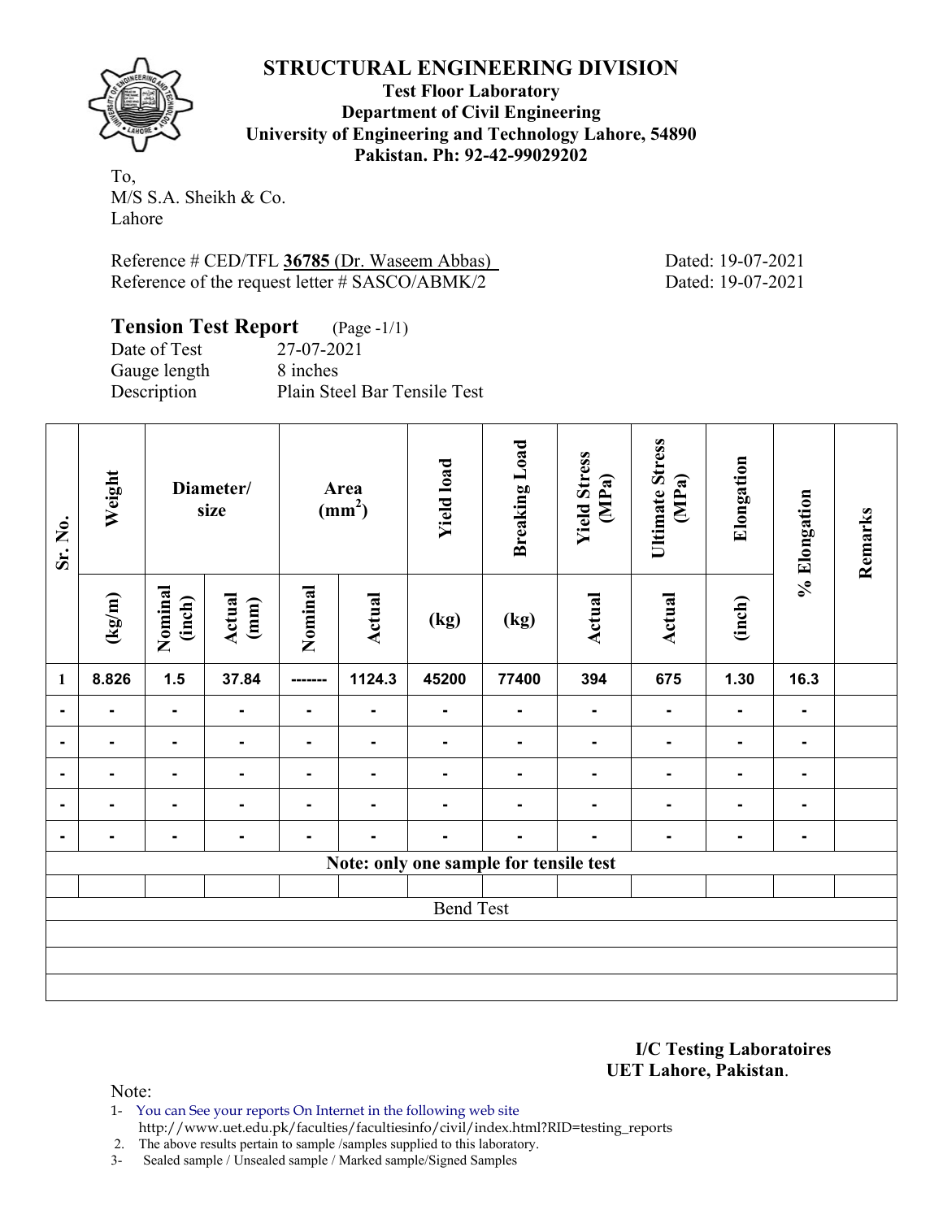# STRUCTURAL ENGINEERING DIVISION

**Test Floor Laboratory**
**Department of Civil Engineering**
**University of Engineering and Technology Lahore, 54890**
**Pakistan. Ph: 92-42-99029202**

To,
M/S S.A. Sheikh & Co.
Lahore

Reference # CED/TFL **36785** (Dr. Waseem Abbas) Dated: 19-07-2021
Reference of the request letter # SASCO/ABMK/2 Dated: 19-07-2021

## Tension Test Report (Page -1/1)

Date of Test 27-07-2021
Gauge length 8 inches
Description Plain Steel Bar Tensile Test

| Sr. No. | Weight | Diameter/ size | | Area ($mm^2$) | | Yield load | Breaking Load | Yield Stress (MPa) | Ultimate Stress (MPa) | Elongation | % Elongation | Remarks |
|---|---|---|---|---|---|---|---|---|---|---|---|---|
| | (kg/m) | Nominal (inch) | Actual (mm) | Nominal | Actual | (kg) | (kg) | Actual | Actual | (inch) | | |
| 1 | 8.826 | 1.5 | 37.84 | ------- | 1124.3 | 45200 | 77400 | 394 | 675 | 1.30 | 16.3 | |
| - | - | - | - | - | - | - | - | - | - | - | - | |
| - | - | - | - | - | - | - | - | - | - | - | - | |
| - | - | - | - | - | - | - | - | - | - | - | - | |
| - | - | - | - | - | - | - | - | - | - | - | - | |
| - | - | - | - | - | - | - | - | - | - | - | - | |
| Note: only one sample for tensile test | | | | | | | | | | | | |
| | | | | | | | | | | | | |
| Bend Test | | | | | | | | | | | | |

**I/C Testing Laboratoires**
**UET Lahore, Pakistan**.

Note:
1- You can See your reports On Internet in the following web site
http://www.uet.edu.pk/faculties/facultiesinfo/civil/index.html?RID=testing_reports
2. The above results pertain to sample /samples supplied to this laboratory.
3- Sealed sample / Unsealed sample / Marked sample/Signed Samples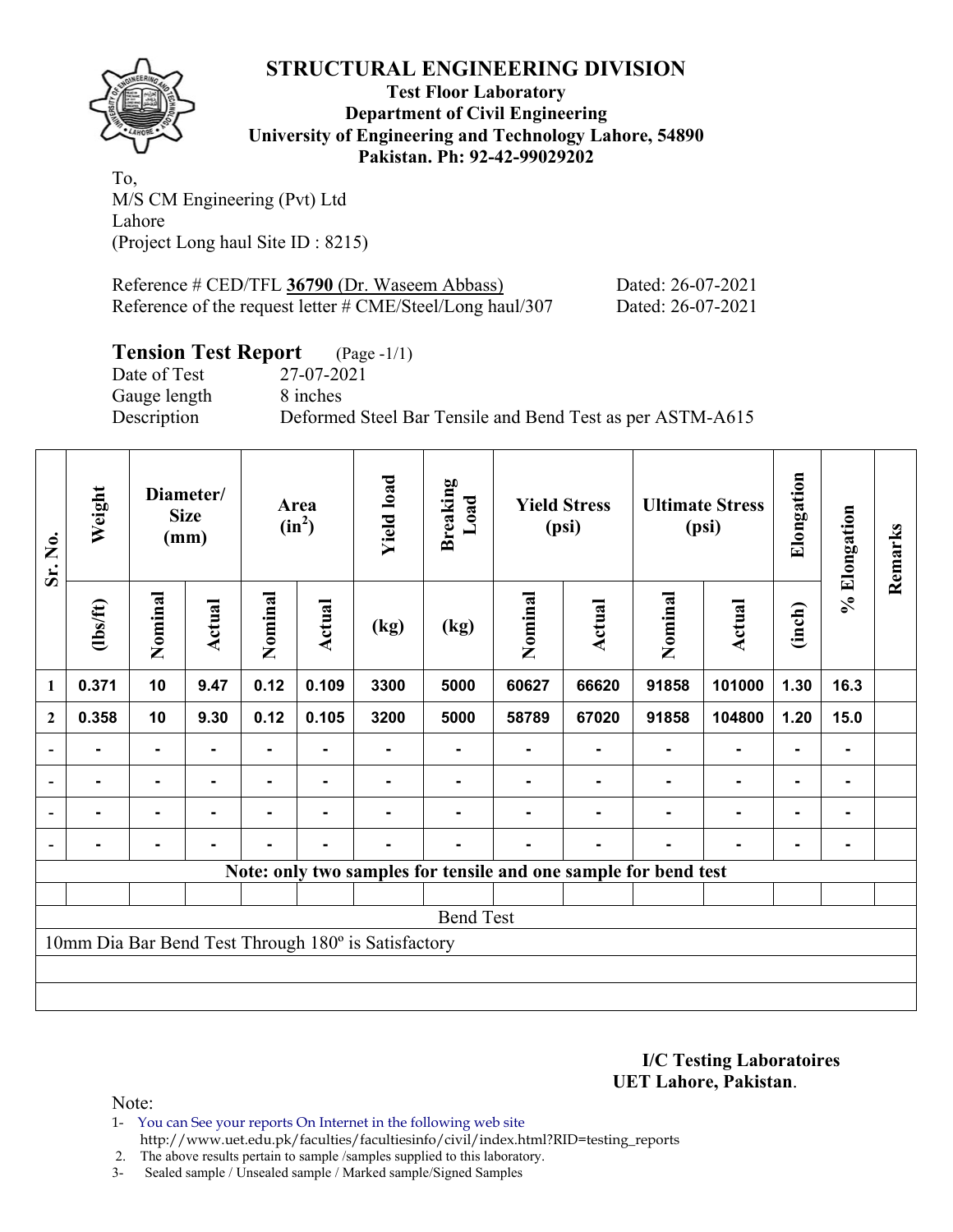# STRUCTURAL ENGINEERING DIVISION

**Test Floor Laboratory**
**Department of Civil Engineering**
**University of Engineering and Technology Lahore, 54890**
**Pakistan. Ph: 92-42-99029202**

To,
M/S CM Engineering (Pvt) Ltd
Lahore
(Project Long haul Site ID : 8215)

Reference # CED/TFL **36790** (Dr. Waseem Abbass) Dated: 26-07-2021
Reference of the request letter # CME/Steel/Long haul/307 Dated: 26-07-2021

## Tension Test Report (Page -1/1)

Date of Test 27-07-2021
Gauge length 8 inches
Description Deformed Steel Bar Tensile and Bend Test as per ASTM-A615

| Sr. No. | Weight | Diameter/ Size (mm) | | Area ($in^2$) | | Yield load | Breaking Load | Yield Stress (psi) | | Ultimate Stress (psi) | | Elongation | % Elongation | Remarks |
|---|---|---|---|---|---|---|---|---|---|---|---|---|---|---|
| | (lbs/ft) | Nominal | Actual | Nominal | Actual | (kg) | (kg) | Nominal | Actual | Nominal | Actual | (inch) | | |
| 1 | 0.371 | 10 | 9.47 | 0.12 | 0.109 | 3300 | 5000 | 60627 | 66620 | 91858 | 101000 | 1.30 | 16.3 | |
| 2 | 0.358 | 10 | 9.30 | 0.12 | 0.105 | 3200 | 5000 | 58789 | 67020 | 91858 | 104800 | 1.20 | 15.0 | |
| - | - | - | - | - | - | - | - | - | - | - | - | - | - | |
| - | - | - | - | - | - | - | - | - | - | - | - | - | - | |
| - | - | - | - | - | - | - | - | - | - | - | - | - | - | |
| - | - | - | - | - | - | - | - | - | - | - | - | - | - | |
| **Note: only two samples for tensile and one sample for bend test** | | | | | | | | | | | | | | |
| | | | | | | | | | | | | | | |
| Bend Test | | | | | | | | | | | | | | |
| 10mm Dia Bar Bend Test Through 180º is Satisfactory | | | | | | | | | | | | | | |

**I/C Testing Laboratoires**
**UET Lahore, Pakistan.**

Note:
1- You can See your reports On Internet in the following web site
http://www.uet.edu.pk/faculties/facultiesinfo/civil/index.html?RID=testing_reports
2. The above results pertain to sample /samples supplied to this laboratory.
3- Sealed sample / Unsealed sample / Marked sample/Signed Samples